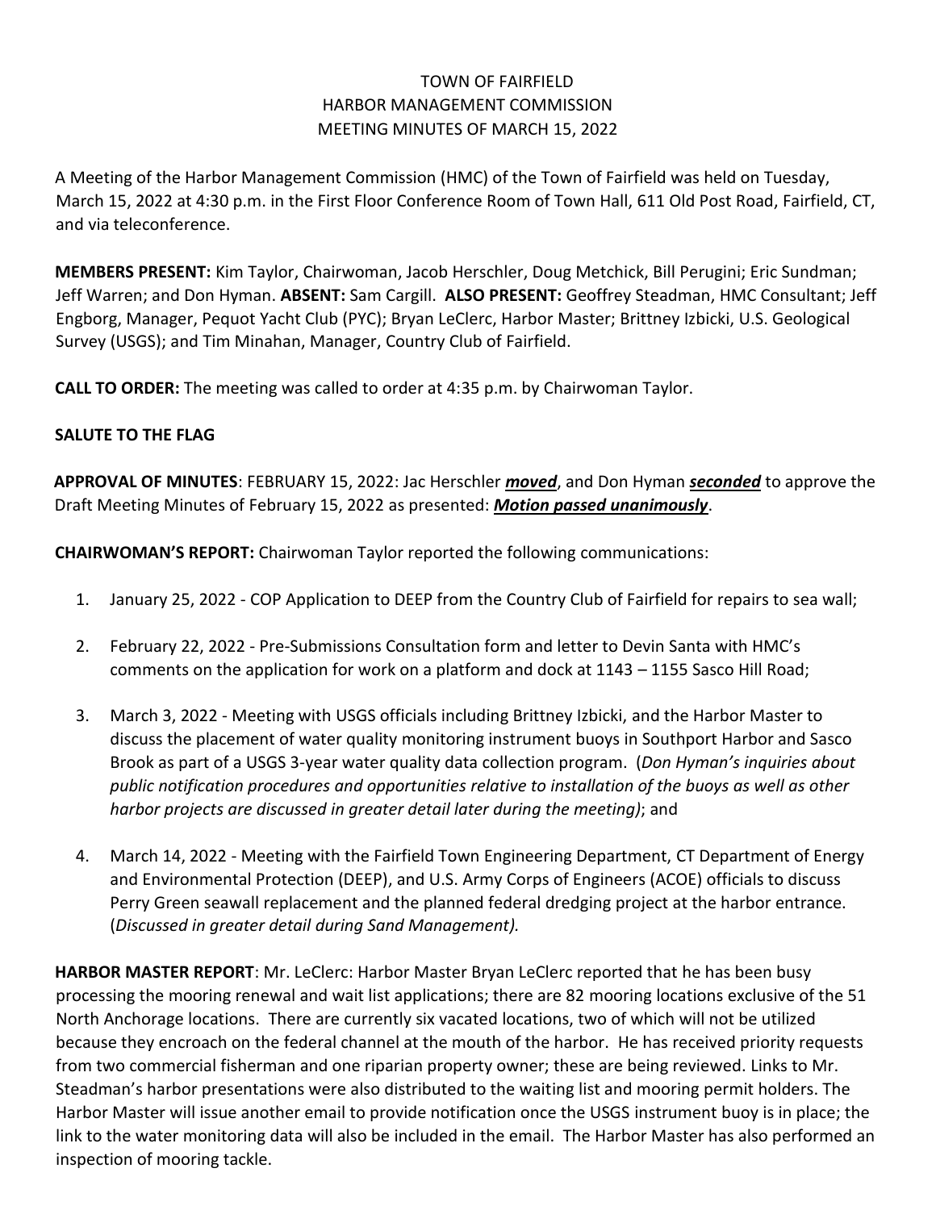# TOWN OF FAIRFIELD
# HARBOR MANAGEMENT COMMISSION
# MEETING MINUTES OF MARCH 15, 2022

A Meeting of the Harbor Management Commission (HMC) of the Town of Fairfield was held on Tuesday, March 15, 2022 at 4:30 p.m. in the First Floor Conference Room of Town Hall, 611 Old Post Road, Fairfield, CT, and via teleconference.

**MEMBERS PRESENT:** Kim Taylor, Chairwoman, Jacob Herschler, Doug Metchick, Bill Perugini; Eric Sundman; Jeff Warren; and Don Hyman. **ABSENT:** Sam Cargill. **ALSO PRESENT:** Geoffrey Steadman, HMC Consultant; Jeff Engborg, Manager, Pequot Yacht Club (PYC); Bryan LeClerc, Harbor Master; Brittney Izbicki, U.S. Geological Survey (USGS); and Tim Minahan, Manager, Country Club of Fairfield.

**CALL TO ORDER:** The meeting was called to order at 4:35 p.m. by Chairwoman Taylor.

**SALUTE TO THE FLAG**

**APPROVAL OF MINUTES**: FEBRUARY 15, 2022: Jac Herschler ***moved***, and Don Hyman ***seconded*** to approve the Draft Meeting Minutes of February 15, 2022 as presented: ***Motion passed unanimously***.

**CHAIRWOMAN'S REPORT:** Chairwoman Taylor reported the following communications:

1. January 25, 2022 - COP Application to DEEP from the Country Club of Fairfield for repairs to sea wall;
2. February 22, 2022 - Pre-Submissions Consultation form and letter to Devin Santa with HMC's comments on the application for work on a platform and dock at 1143 – 1155 Sasco Hill Road;
3. March 3, 2022 - Meeting with USGS officials including Brittney Izbicki, and the Harbor Master to discuss the placement of water quality monitoring instrument buoys in Southport Harbor and Sasco Brook as part of a USGS 3-year water quality data collection program. (*Don Hyman's inquiries about public notification procedures and opportunities relative to installation of the buoys as well as other harbor projects are discussed in greater detail later during the meeting)*; and
4. March 14, 2022 - Meeting with the Fairfield Town Engineering Department, CT Department of Energy and Environmental Protection (DEEP), and U.S. Army Corps of Engineers (ACOE) officials to discuss Perry Green seawall replacement and the planned federal dredging project at the harbor entrance. (*Discussed in greater detail during Sand Management).*

**HARBOR MASTER REPORT**: Mr. LeClerc: Harbor Master Bryan LeClerc reported that he has been busy processing the mooring renewal and wait list applications; there are 82 mooring locations exclusive of the 51 North Anchorage locations. There are currently six vacated locations, two of which will not be utilized because they encroach on the federal channel at the mouth of the harbor. He has received priority requests from two commercial fisherman and one riparian property owner; these are being reviewed. Links to Mr. Steadman's harbor presentations were also distributed to the waiting list and mooring permit holders. The Harbor Master will issue another email to provide notification once the USGS instrument buoy is in place; the link to the water monitoring data will also be included in the email. The Harbor Master has also performed an inspection of mooring tackle.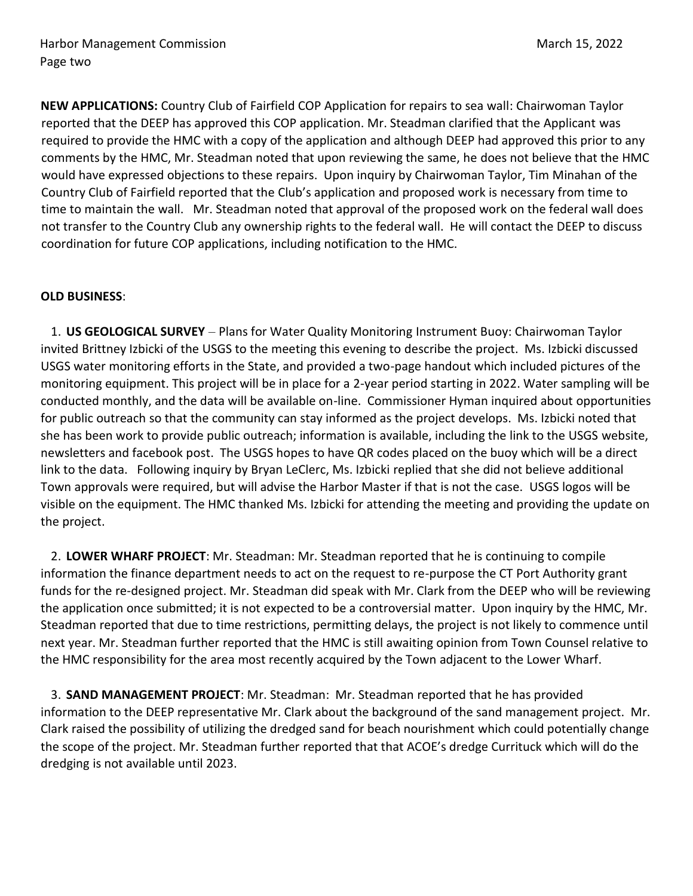**NEW APPLICATIONS:** Country Club of Fairfield COP Application for repairs to sea wall: Chairwoman Taylor reported that the DEEP has approved this COP application. Mr. Steadman clarified that the Applicant was required to provide the HMC with a copy of the application and although DEEP had approved this prior to any comments by the HMC, Mr. Steadman noted that upon reviewing the same, he does not believe that the HMC would have expressed objections to these repairs. Upon inquiry by Chairwoman Taylor, Tim Minahan of the Country Club of Fairfield reported that the Club's application and proposed work is necessary from time to time to maintain the wall. Mr. Steadman noted that approval of the proposed work on the federal wall does not transfer to the Country Club any ownership rights to the federal wall. He will contact the DEEP to discuss coordination for future COP applications, including notification to the HMC.

**OLD BUSINESS**:

1. **US GEOLOGICAL SURVEY** – Plans for Water Quality Monitoring Instrument Buoy: Chairwoman Taylor invited Brittney Izbicki of the USGS to the meeting this evening to describe the project. Ms. Izbicki discussed USGS water monitoring efforts in the State, and provided a two-page handout which included pictures of the monitoring equipment. This project will be in place for a 2-year period starting in 2022. Water sampling will be conducted monthly, and the data will be available on-line. Commissioner Hyman inquired about opportunities for public outreach so that the community can stay informed as the project develops. Ms. Izbicki noted that she has been work to provide public outreach; information is available, including the link to the USGS website, newsletters and facebook post. The USGS hopes to have QR codes placed on the buoy which will be a direct link to the data. Following inquiry by Bryan LeClerc, Ms. Izbicki replied that she did not believe additional Town approvals were required, but will advise the Harbor Master if that is not the case. USGS logos will be visible on the equipment. The HMC thanked Ms. Izbicki for attending the meeting and providing the update on the project.

2. **LOWER WHARF PROJECT**: Mr. Steadman: Mr. Steadman reported that he is continuing to compile information the finance department needs to act on the request to re-purpose the CT Port Authority grant funds for the re-designed project. Mr. Steadman did speak with Mr. Clark from the DEEP who will be reviewing the application once submitted; it is not expected to be a controversial matter. Upon inquiry by the HMC, Mr. Steadman reported that due to time restrictions, permitting delays, the project is not likely to commence until next year. Mr. Steadman further reported that the HMC is still awaiting opinion from Town Counsel relative to the HMC responsibility for the area most recently acquired by the Town adjacent to the Lower Wharf.

3. **SAND MANAGEMENT PROJECT**: Mr. Steadman: Mr. Steadman reported that he has provided information to the DEEP representative Mr. Clark about the background of the sand management project. Mr. Clark raised the possibility of utilizing the dredged sand for beach nourishment which could potentially change the scope of the project. Mr. Steadman further reported that that ACOE's dredge Currituck which will do the dredging is not available until 2023.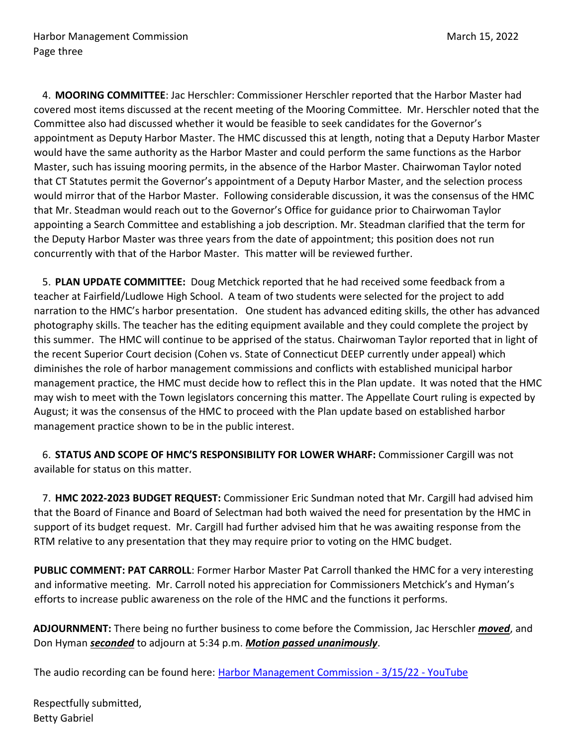4. **MOORING COMMITTEE**: Jac Herschler: Commissioner Herschler reported that the Harbor Master had covered most items discussed at the recent meeting of the Mooring Committee. Mr. Herschler noted that the Committee also had discussed whether it would be feasible to seek candidates for the Governor's appointment as Deputy Harbor Master. The HMC discussed this at length, noting that a Deputy Harbor Master would have the same authority as the Harbor Master and could perform the same functions as the Harbor Master, such has issuing mooring permits, in the absence of the Harbor Master. Chairwoman Taylor noted that CT Statutes permit the Governor's appointment of a Deputy Harbor Master, and the selection process would mirror that of the Harbor Master. Following considerable discussion, it was the consensus of the HMC that Mr. Steadman would reach out to the Governor's Office for guidance prior to Chairwoman Taylor appointing a Search Committee and establishing a job description. Mr. Steadman clarified that the term for the Deputy Harbor Master was three years from the date of appointment; this position does not run concurrently with that of the Harbor Master. This matter will be reviewed further.

5. **PLAN UPDATE COMMITTEE:** Doug Metchick reported that he had received some feedback from a teacher at Fairfield/Ludlowe High School. A team of two students were selected for the project to add narration to the HMC's harbor presentation. One student has advanced editing skills, the other has advanced photography skills. The teacher has the editing equipment available and they could complete the project by this summer. The HMC will continue to be apprised of the status. Chairwoman Taylor reported that in light of the recent Superior Court decision (Cohen vs. State of Connecticut DEEP currently under appeal) which diminishes the role of harbor management commissions and conflicts with established municipal harbor management practice, the HMC must decide how to reflect this in the Plan update. It was noted that the HMC may wish to meet with the Town legislators concerning this matter. The Appellate Court ruling is expected by August; it was the consensus of the HMC to proceed with the Plan update based on established harbor management practice shown to be in the public interest.

6. **STATUS AND SCOPE OF HMC'S RESPONSIBILITY FOR LOWER WHARF:** Commissioner Cargill was not available for status on this matter.

7. **HMC 2022-2023 BUDGET REQUEST:** Commissioner Eric Sundman noted that Mr. Cargill had advised him that the Board of Finance and Board of Selectman had both waived the need for presentation by the HMC in support of its budget request. Mr. Cargill had further advised him that he was awaiting response from the RTM relative to any presentation that they may require prior to voting on the HMC budget.

**PUBLIC COMMENT: PAT CARROLL**: Former Harbor Master Pat Carroll thanked the HMC for a very interesting and informative meeting. Mr. Carroll noted his appreciation for Commissioners Metchick's and Hyman's efforts to increase public awareness on the role of the HMC and the functions it performs.

**ADJOURNMENT:** There being no further business to come before the Commission, Jac Herschler ***moved***, and Don Hyman ***seconded*** to adjourn at 5:34 p.m. ***Motion passed unanimously***.

The audio recording can be found here: [Harbor Management Commission - 3/15/22 - YouTube]

Respectfully submitted,
Betty Gabriel